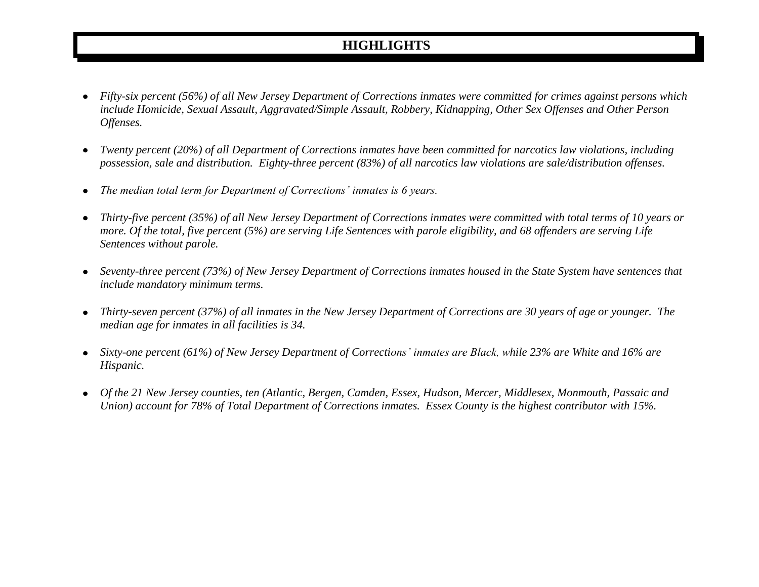# HIGHLIGHTS

- *Fifty-six percent (56%) of all New Jersey Department of Corrections inmates were committed for crimes against persons which include Homicide, Sexual Assault, Aggravated/Simple Assault, Robbery, Kidnapping, Other Sex Offenses and Other Person Offenses.*

- *Twenty percent (20%) of all Department of Corrections inmates have been committed for narcotics law violations, including possession, sale and distribution. Eighty-three percent (83%) of all narcotics law violations are sale/distribution offenses.*

- *The median total term for Department of Corrections' inmates is 6 years.*

- *Thirty-five percent (35%) of all New Jersey Department of Corrections inmates were committed with total terms of 10 years or more. Of the total, five percent (5%) are serving Life Sentences with parole eligibility, and 68 offenders are serving Life Sentences without parole.*

- *Seventy-three percent (73%) of New Jersey Department of Corrections inmates housed in the State System have sentences that include mandatory minimum terms.*

- *Thirty-seven percent (37%) of all inmates in the New Jersey Department of Corrections are 30 years of age or younger. The median age for inmates in all facilities is 34.*

- *Sixty-one percent (61%) of New Jersey Department of Corrections' inmates are Black, while 23% are White and 16% are Hispanic.*

- *Of the 21 New Jersey counties, ten (Atlantic, Bergen, Camden, Essex, Hudson, Mercer, Middlesex, Monmouth, Passaic and Union) account for 78% of Total Department of Corrections inmates. Essex County is the highest contributor with 15%.*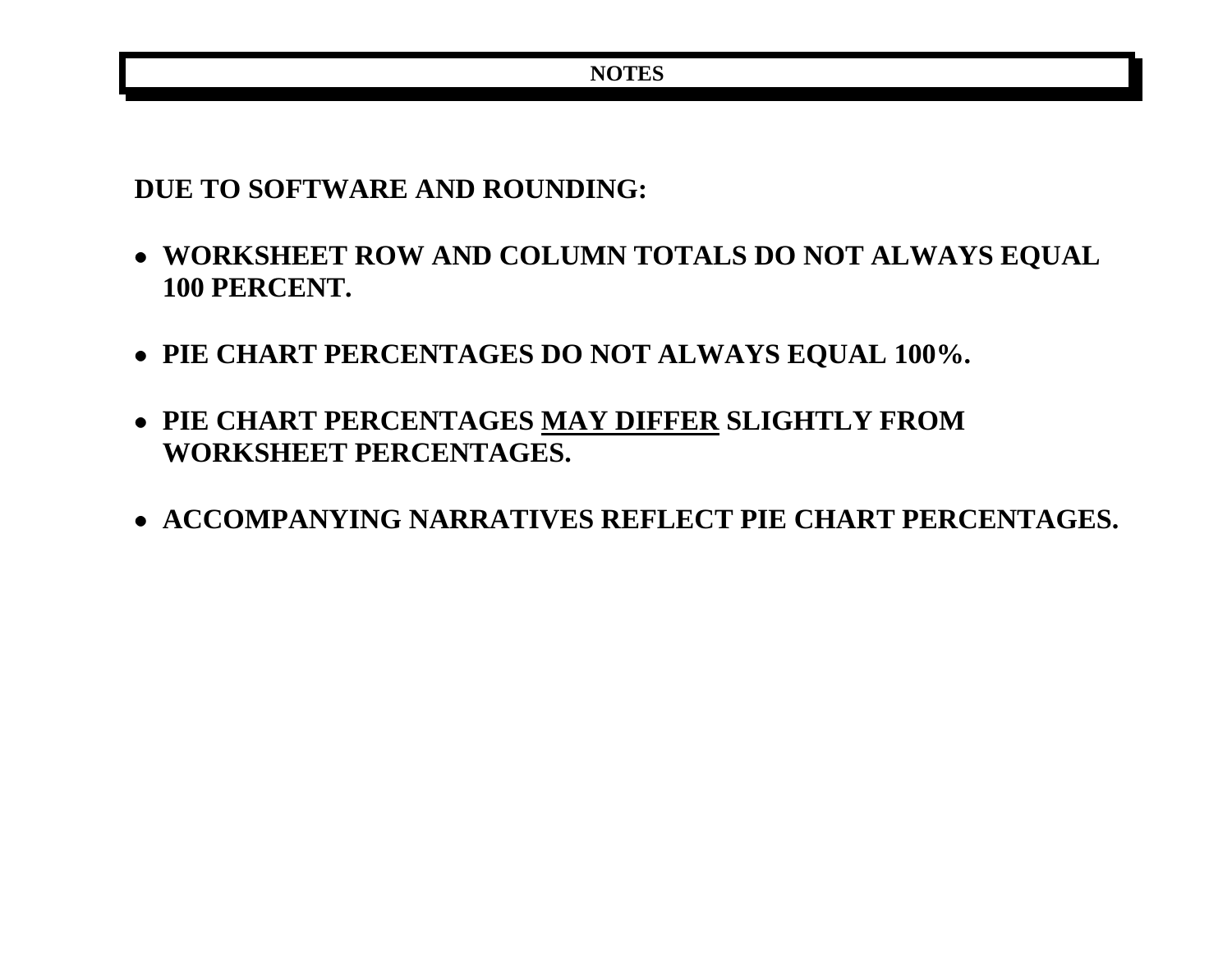# NOTES

**DUE TO SOFTWARE AND ROUNDING:**

- **WORKSHEET ROW AND COLUMN TOTALS DO NOT ALWAYS EQUAL 100 PERCENT.**
- **PIE CHART PERCENTAGES DO NOT ALWAYS EQUAL 100%.**
- **PIE CHART PERCENTAGES <u>MAY DIFFER</u> SLIGHTLY FROM WORKSHEET PERCENTAGES.**
- **ACCOMPANYING NARRATIVES REFLECT PIE CHART PERCENTAGES.**